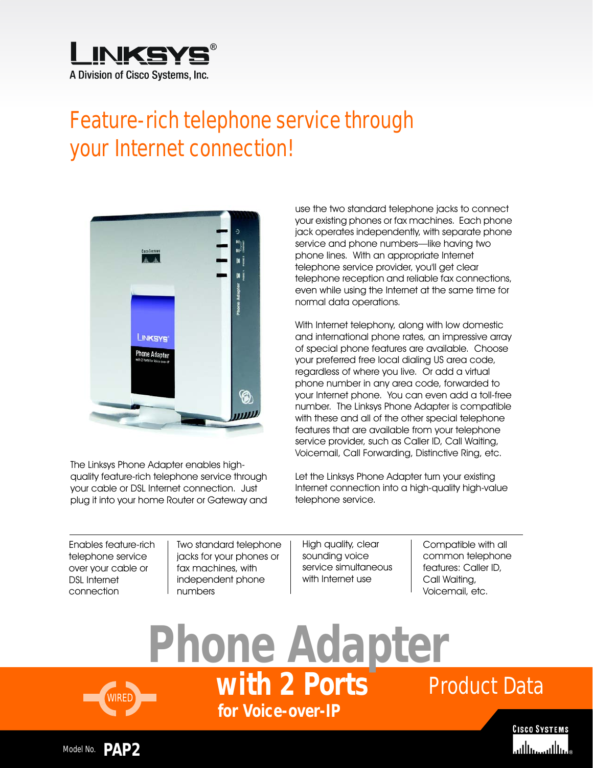LINKSYS®
A Division of Cisco Systems, Inc.

# Feature-rich telephone service through your Internet connection!

The Linksys Phone Adapter enables high-quality feature-rich telephone service through your cable or DSL Internet connection. Just plug it into your home Router or Gateway and use the two standard telephone jacks to connect your existing phones or fax machines. Each phone jack operates independently, with separate phone service and phone numbers—like having two phone lines. With an appropriate Internet telephone service provider, you'll get clear telephone reception and reliable fax connections, even while using the Internet at the same time for normal data operations.

With Internet telephony, along with low domestic and international phone rates, an impressive array of special phone features are available. Choose your preferred free local dialing US area code, regardless of where you live. Or add a virtual phone number in any area code, forwarded to your Internet phone. You can even add a toll-free number. The Linksys Phone Adapter is compatible with these and all of the other special telephone features that are available from your telephone service provider, such as Caller ID, Call Waiting, Voicemail, Call Forwarding, Distinctive Ring, etc.

Let the Linksys Phone Adapter turn your existing Internet connection into a high-quality high-value telephone service.

- Enables feature-rich telephone service over your cable or DSL Internet connection
- Two standard telephone jacks for your phones or fax machines, with independent phone numbers
- High quality, clear sounding voice service simultaneous with Internet use
- Compatible with all common telephone features: Caller ID, Call Waiting, Voicemail, etc.

# Phone Adapter

## with 2 Ports

### for Voice-over-IP

WIRED

Product Data

Model No. **PAP2**

CISCO SYSTEMS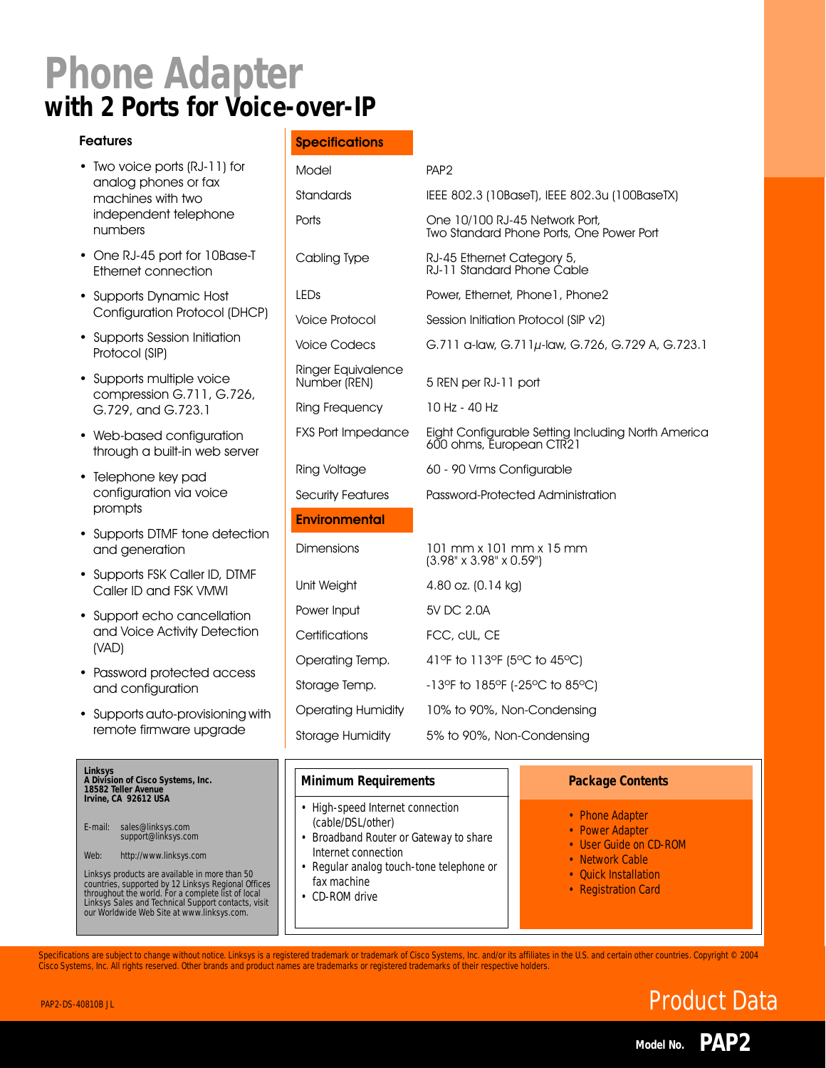# Phone Adapter
## with 2 Ports for Voice-over-IP

### Features

- Two voice ports (RJ-11) for analog phones or fax machines with two independent telephone numbers
- One RJ-45 port for 10Base-T Ethernet connection
- Supports Dynamic Host Configuration Protocol (DHCP)
- Supports Session Initiation Protocol (SIP)
- Supports multiple voice compression G.711, G.726, G.729, and G.723.1
- Web-based configuration through a built-in web server
- Telephone key pad configuration via voice prompts
- Supports DTMF tone detection and generation
- Supports FSK Caller ID, DTMF Caller ID and FSK VMWI
- Support echo cancellation and Voice Activity Detection (VAD)
- Password protected access and configuration
- Supports auto-provisioning with remote firmware upgrade

### Specifications

| | |
|---|---|
| Model | PAP2 |
| Standards | IEEE 802.3 (10BaseT), IEEE 802.3u (100BaseTX) |
| Ports | One 10/100 RJ-45 Network Port, Two Standard Phone Ports, One Power Port |
| Cabling Type | RJ-45 Ethernet Category 5, RJ-11 Standard Phone Cable |
| LEDs | Power, Ethernet, Phone1, Phone2 |
| Voice Protocol | Session Initiation Protocol (SIP v2) |
| Voice Codecs | G.711 a-law, G.711μ-law, G.726, G.729 A, G.723.1 |
| Ringer Equivalence Number (REN) | 5 REN per RJ-11 port |
| Ring Frequency | 10 Hz - 40 Hz |
| FXS Port Impedance | Eight Configurable Setting Including North America 600 ohms, European CTR21 |
| Ring Voltage | 60 - 90 Vrms Configurable |
| Security Features | Password-Protected Administration |

### Environmental

| | |
|---|---|
| Dimensions | 101 mm x 101 mm x 15 mm (3.98" x 3.98" x 0.59") |
| Unit Weight | 4.80 oz. (0.14 kg) |
| Power Input | 5V DC 2.0A |
| Certifications | FCC, cUL, CE |
| Operating Temp. | 41ºF to 113ºF (5ºC to 45ºC) |
| Storage Temp. | -13ºF to 185ºF (-25ºC to 85ºC) |
| Operating Humidity | 10% to 90%, Non-Condensing |
| Storage Humidity | 5% to 90%, Non-Condensing |

**Linksys**
**A Division of Cisco Systems, Inc.**
**18582 Teller Avenue**
**Irvine, CA 92612 USA**

E-mail: sales@linksys.com
support@linksys.com

Web: http://www.linksys.com

Linksys products are available in more than 50 countries, supported by 12 Linksys Regional Offices throughout the world. For a complete list of local Linksys Sales and Technical Support contacts, visit our Worldwide Web Site at www.linksys.com.

### Minimum Requirements

- High-speed Internet connection (cable/DSL/other)
- Broadband Router or Gateway to share Internet connection
- Regular analog touch-tone telephone or fax machine
- CD-ROM drive

### Package Contents

- Phone Adapter
- Power Adapter
- User Guide on CD-ROM
- Network Cable
- Quick Installation
- Registration Card

Specifications are subject to change without notice. Linksys is a registered trademark or trademark of Cisco Systems, Inc. and/or its affiliates in the U.S. and certain other countries. Copyright © 2004 Cisco Systems, Inc. All rights reserved. Other brands and product names are trademarks or registered trademarks of their respective holders.

PAP2-DS-40810B JL

Product Data

**Model No. PAP2**